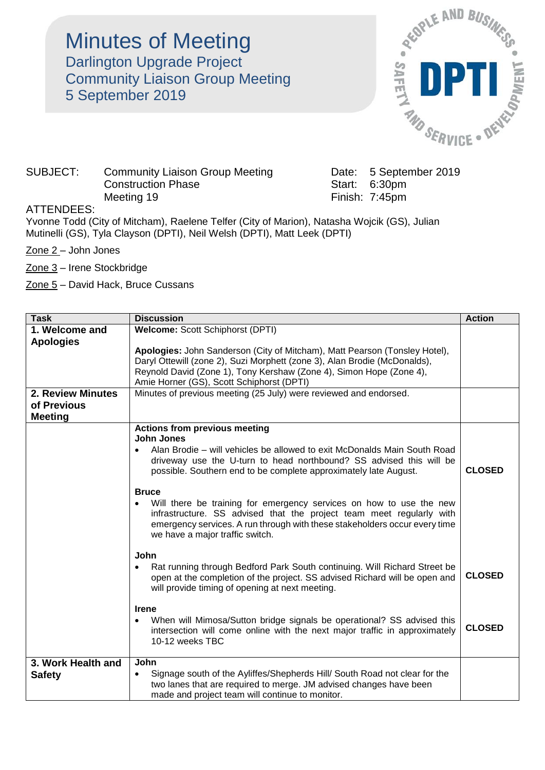# Minutes of Meeting

## Darlington Upgrade Project
## Community Liaison Group Meeting
## 5 September 2019

SUBJECT: Community Liaison Group Meeting
Construction Phase
Meeting 19

Date: 5 September 2019
Start: 6:30pm
Finish: 7:45pm

ATTENDEES:
Yvonne Todd (City of Mitcham), Raelene Telfer (City of Marion), Natasha Wojcik (GS), Julian Mutinelli (GS), Tyla Clayson (DPTI), Neil Welsh (DPTI), Matt Leek (DPTI)

Zone 2 – John Jones

Zone 3 – Irene Stockbridge

Zone 5 – David Hack, Bruce Cussans

| Task | Discussion | Action |
|---|---|---|
| **1. Welcome and Apologies** | **Welcome:** Scott Schiphorst (DPTI)<br><br>**Apologies:** John Sanderson (City of Mitcham), Matt Pearson (Tonsley Hotel), Daryl Ottewill (zone 2), Suzi Morphett (zone 3), Alan Brodie (McDonalds), Reynold David (Zone 1), Tony Kershaw (Zone 4), Simon Hope (Zone 4), Amie Horner (GS), Scott Schiphorst (DPTI) | |
| **2. Review Minutes of Previous Meeting** | Minutes of previous meeting (25 July) were reviewed and endorsed. | |
| | **Actions from previous meeting**<br>**John Jones**<br>• Alan Brodie – will vehicles be allowed to exit McDonalds Main South Road driveway use the U-turn to head northbound? SS advised this will be possible. Southern end to be complete approximately late August. | **CLOSED** |
| | **Bruce**<br>• Will there be training for emergency services on how to use the new infrastructure. SS advised that the project team meet regularly with emergency services. A run through with these stakeholders occur every time we have a major traffic switch. | |
| | **John**<br>• Rat running through Bedford Park South continuing. Will Richard Street be open at the completion of the project. SS advised Richard will be open and will provide timing of opening at next meeting. | **CLOSED** |
| | **Irene**<br>• When will Mimosa/Sutton bridge signals be operational? SS advised this intersection will come online with the next major traffic in approximately 10-12 weeks TBC | **CLOSED** |
| **3. Work Health and Safety** | **John**<br>• Signage south of the Ayliffes/Shepherds Hill/ South Road not clear for the two lanes that are required to merge. JM advised changes have been made and project team will continue to monitor. | |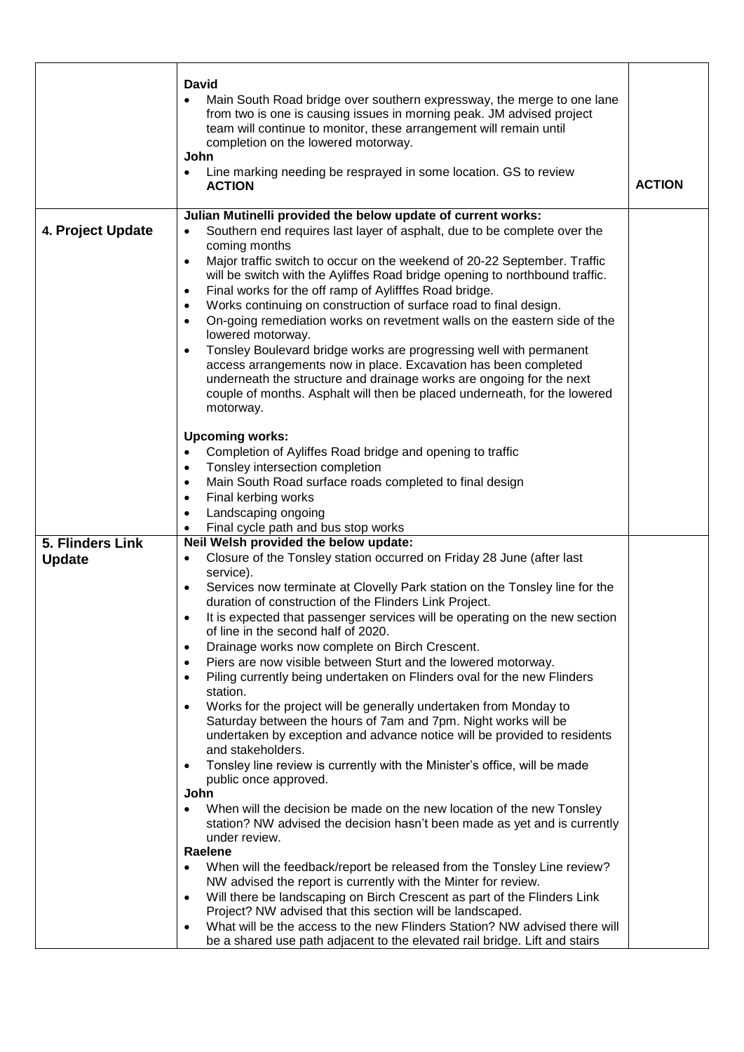| | | |
|---|---|---|
| | **David**<br>• Main South Road bridge over southern expressway, the merge to one lane from two is one is causing issues in morning peak. JM advised project team will continue to monitor, these arrangement will remain until completion on the lowered motorway.<br>**John**<br>• Line marking needing be resprayed in some location. GS to review **ACTION** | **ACTION** |
| **4. Project Update** | **Julian Mutinelli provided the below update of current works:**<br>• Southern end requires last layer of asphalt, due to be complete over the coming months<br>• Major traffic switch to occur on the weekend of 20-22 September. Traffic will be switch with the Ayliffes Road bridge opening to northbound traffic.<br>• Final works for the off ramp of Aylifffes Road bridge.<br>• Works continuing on construction of surface road to final design.<br>• On-going remediation works on revetment walls on the eastern side of the lowered motorway.<br>• Tonsley Boulevard bridge works are progressing well with permanent access arrangements now in place. Excavation has been completed underneath the structure and drainage works are ongoing for the next couple of months. Asphalt will then be placed underneath, for the lowered motorway.<br><br>**Upcoming works:**<br>• Completion of Ayliffes Road bridge and opening to traffic<br>• Tonsley intersection completion<br>• Main South Road surface roads completed to final design<br>• Final kerbing works<br>• Landscaping ongoing<br>• Final cycle path and bus stop works | |
| **5. Flinders Link Update** | **Neil Welsh provided the below update:**<br>• Closure of the Tonsley station occurred on Friday 28 June (after last service).<br>• Services now terminate at Clovelly Park station on the Tonsley line for the duration of construction of the Flinders Link Project.<br>• It is expected that passenger services will be operating on the new section of line in the second half of 2020.<br>• Drainage works now complete on Birch Crescent.<br>• Piers are now visible between Sturt and the lowered motorway.<br>• Piling currently being undertaken on Flinders oval for the new Flinders station.<br>• Works for the project will be generally undertaken from Monday to Saturday between the hours of 7am and 7pm. Night works will be undertaken by exception and advance notice will be provided to residents and stakeholders.<br>• Tonsley line review is currently with the Minister's office, will be made public once approved.<br>**John**<br>• When will the decision be made on the new location of the new Tonsley station? NW advised the decision hasn't been made as yet and is currently under review.<br>**Raelene**<br>• When will the feedback/report be released from the Tonsley Line review? NW advised the report is currently with the Minter for review.<br>• Will there be landscaping on Birch Crescent as part of the Flinders Link Project? NW advised that this section will be landscaped.<br>• What will be the access to the new Flinders Station? NW advised there will be a shared use path adjacent to the elevated rail bridge. Lift and stairs | |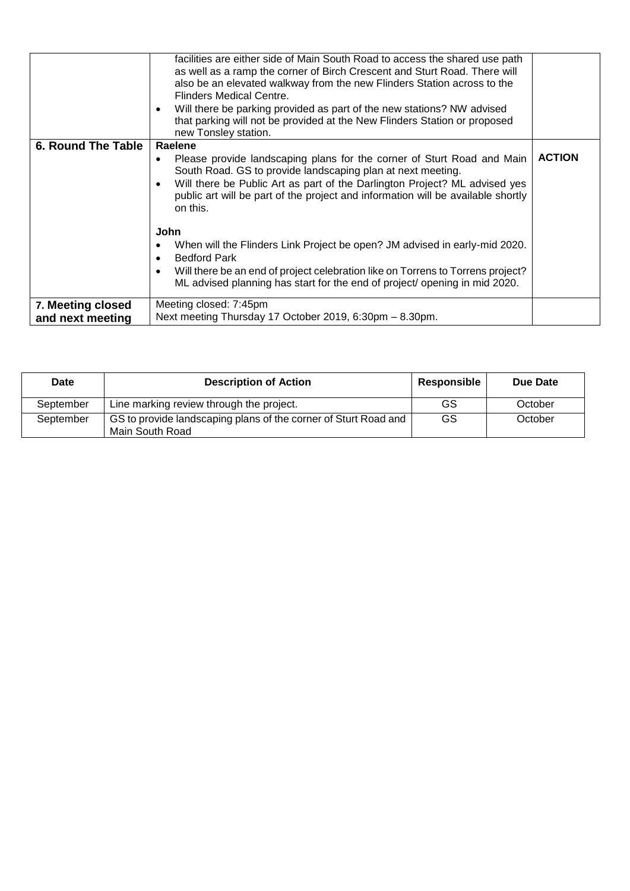| | | |
|---|---|---|
| | facilities are either side of Main South Road to access the shared use path as well as a ramp the corner of Birch Crescent and Sturt Road. There will also be an elevated walkway from the new Flinders Station across to the Flinders Medical Centre.<br>• Will there be parking provided as part of the new stations? NW advised that parking will not be provided at the New Flinders Station or proposed new Tonsley station. | |
| **6. Round The Table** | **Raelene**<br>• Please provide landscaping plans for the corner of Sturt Road and Main South Road. GS to provide landscaping plan at next meeting.<br>• Will there be Public Art as part of the Darlington Project? ML advised yes public art will be part of the project and information will be available shortly on this.<br><br>**John**<br>• When will the Flinders Link Project be open? JM advised in early-mid 2020.<br>• Bedford Park<br>• Will there be an end of project celebration like on Torrens to Torrens project? ML advised planning has start for the end of project/ opening in mid 2020. | **ACTION** |
| **7. Meeting closed and next meeting** | Meeting closed: 7:45pm<br>Next meeting Thursday 17 October 2019, 6:30pm – 8.30pm. | |

| Date | Description of Action | Responsible | Due Date |
|---|---|---|---|
| September | Line marking review through the project. | GS | October |
| September | GS to provide landscaping plans of the corner of Sturt Road and Main South Road | GS | October |